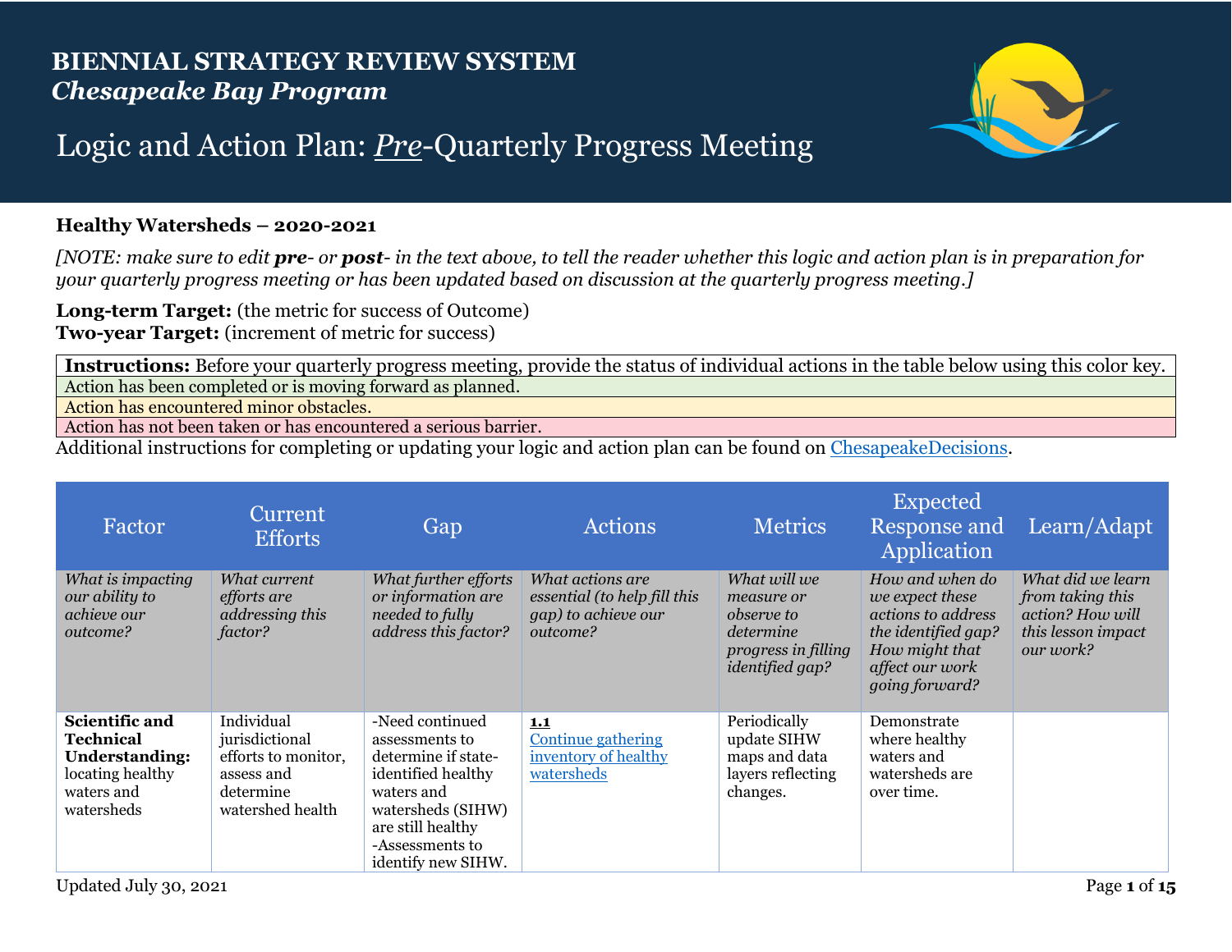# BIENNIAL STRATEGY REVIEW SYSTEM
## *Chesapeake Bay Program*

## Logic and Action Plan: *Pre*-Quarterly Progress Meeting

**Healthy Watersheds – 2020-2021**

*[NOTE: make sure to edit **pre**- or **post**- in the text above, to tell the reader whether this logic and action plan is in preparation for your quarterly progress meeting or has been updated based on discussion at the quarterly progress meeting.]*

**Long-term Target:** (the metric for success of Outcome)
**Two-year Target:** (increment of metric for success)

| **Instructions:** Before your quarterly progress meeting, provide the status of individual actions in the table below using this color key. |
|---|
| Action has been completed or is moving forward as planned. |
| Action has encountered minor obstacles. |
| Action has not been taken or has encountered a serious barrier. |

Additional instructions for completing or updating your logic and action plan can be found on [ChesapeakeDecisions](ChesapeakeDecisions).

| Factor | Current Efforts | Gap | Actions | Metrics | Expected Response and Application | Learn/Adapt |
|---|---|---|---|---|---|---|
| *What is impacting our ability to achieve our outcome?* | *What current efforts are addressing this factor?* | *What further efforts or information are needed to fully address this factor?* | *What actions are essential (to help fill this gap) to achieve our outcome?* | *What will we measure or observe to determine progress in filling identified gap?* | *How and when do we expect these actions to address the identified gap? How might that affect our work going forward?* | *What did we learn from taking this action? How will this lesson impact our work?* |
| **Scientific and Technical Understanding:** locating healthy waters and watersheds | Individual jurisdictional efforts to monitor, assess and determine watershed health | -Need continued assessments to determine if state-identified healthy waters and watersheds (SIHW) are still healthy<br>-Assessments to identify new SIHW. | **1.1**<br>Continue gathering inventory of healthy watersheds | Periodically update SIHW maps and data layers reflecting changes. | Demonstrate where healthy waters and watersheds are over time. | |

Updated July 30, 2021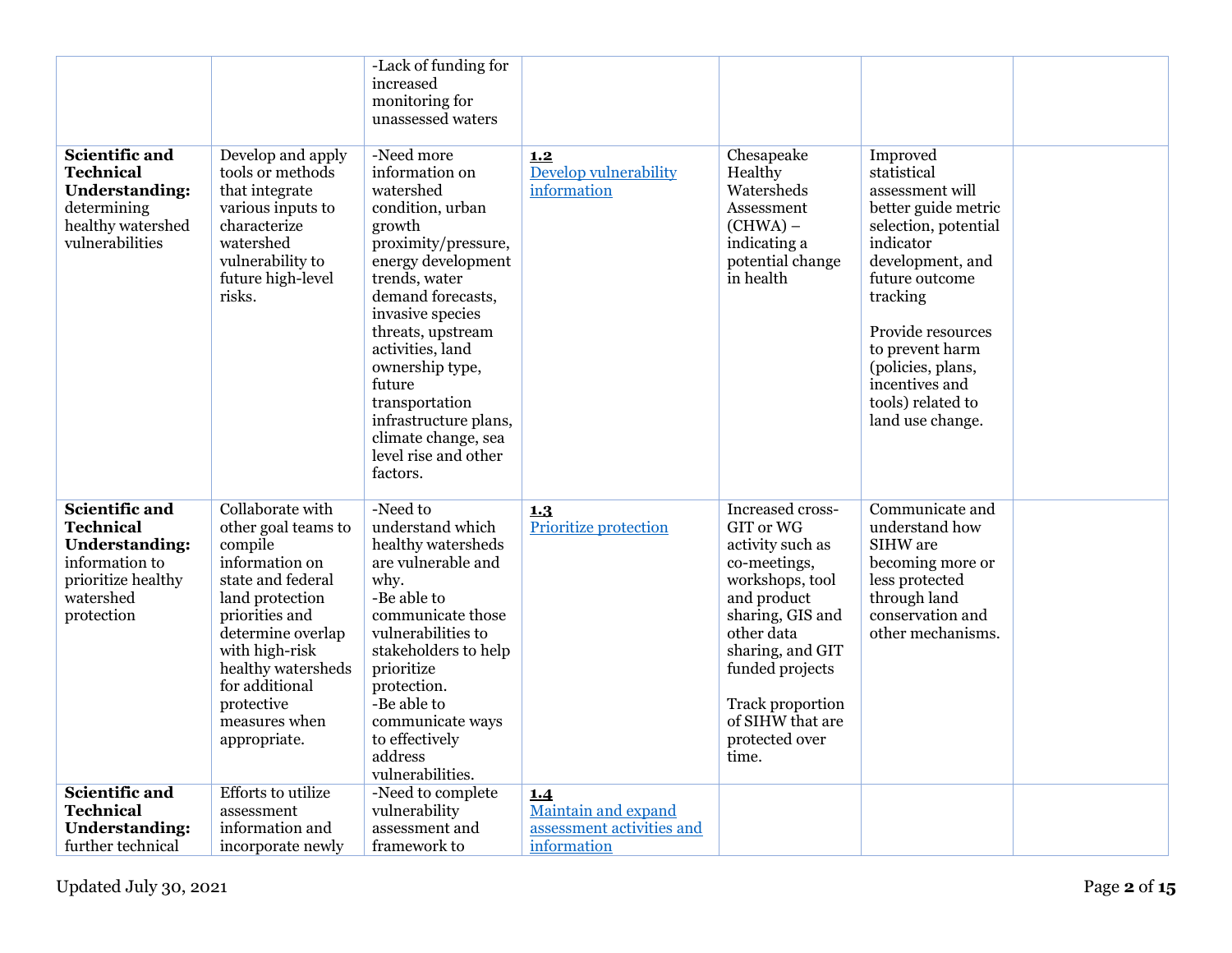| | | | | | | |
|---|---|---|---|---|---|---|
| | | -Lack of funding for increased monitoring for unassessed waters | | | | |
| **Scientific and Technical Understanding:** determining healthy watershed vulnerabilities | Develop and apply tools or methods that integrate various inputs to characterize watershed vulnerability to future high-level risks. | -Need more information on watershed condition, urban growth proximity/pressure, energy development trends, water demand forecasts, invasive species threats, upstream activities, land ownership type, future transportation infrastructure plans, climate change, sea level rise and other factors. | **1.2** [Develop vulnerability information] | Chesapeake Healthy Watersheds Assessment (CHWA) – indicating a potential change in health | Improved statistical assessment will better guide metric selection, potential indicator development, and future outcome tracking<br><br>Provide resources to prevent harm (policies, plans, incentives and tools) related to land use change. | |
| **Scientific and Technical Understanding:** information to prioritize healthy watershed protection | Collaborate with other goal teams to compile information on state and federal land protection priorities and determine overlap with high-risk healthy watersheds for additional protective measures when appropriate. | -Need to understand which healthy watersheds are vulnerable and why.<br>-Be able to communicate those vulnerabilities to stakeholders to help prioritize protection.<br>-Be able to communicate ways to effectively address vulnerabilities. | **1.3** [Prioritize protection] | Increased cross-GIT or WG activity such as co-meetings, workshops, tool and product sharing, GIS and other data sharing, and GIT funded projects<br><br>Track proportion of SIHW that are protected over time. | Communicate and understand how SIHW are becoming more or less protected through land conservation and other mechanisms. | |
| **Scientific and Technical Understanding:** further technical | Efforts to utilize assessment information and incorporate newly | -Need to complete vulnerability assessment and framework to | **1.4** [Maintain and expand assessment activities and information] | | | |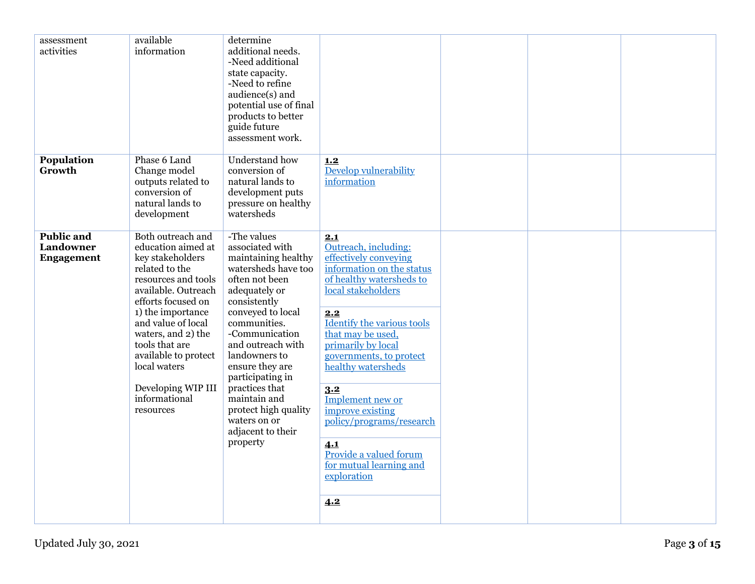| | | | | | | |
|---|---|---|---|---|---|---|
| assessment activities | available information | determine additional needs.<br>-Need additional state capacity.<br>-Need to refine audience(s) and potential use of final products to better guide future assessment work. | | | | |
| **Population Growth** | Phase 6 Land Change model outputs related to conversion of natural lands to development | Understand how conversion of natural lands to development puts pressure on healthy watersheds | **1.2**<br>Develop vulnerability information | | | |
| **Public and Landowner Engagement** | Both outreach and education aimed at key stakeholders related to the resources and tools available. Outreach efforts focused on 1) the importance and value of local waters, and 2) the tools that are available to protect local waters<br><br>Developing WIP III informational resources | -The values associated with maintaining healthy watersheds have too often not been adequately or consistently conveyed to local communities.<br>-Communication and outreach with landowners to ensure they are participating in practices that maintain and protect high quality waters on or adjacent to their property | **2.1**<br>Outreach, including: effectively conveying information on the status of healthy watersheds to local stakeholders | | | |
| | | | **2.2**<br>Identify the various tools that may be used, primarily by local governments, to protect healthy watersheds | | | |
| | | | **3.2**<br>Implement new or improve existing policy/programs/research | | | |
| | | | **4.1**<br>Provide a valued forum for mutual learning and exploration | | | |
| | | | **4.2** | | | |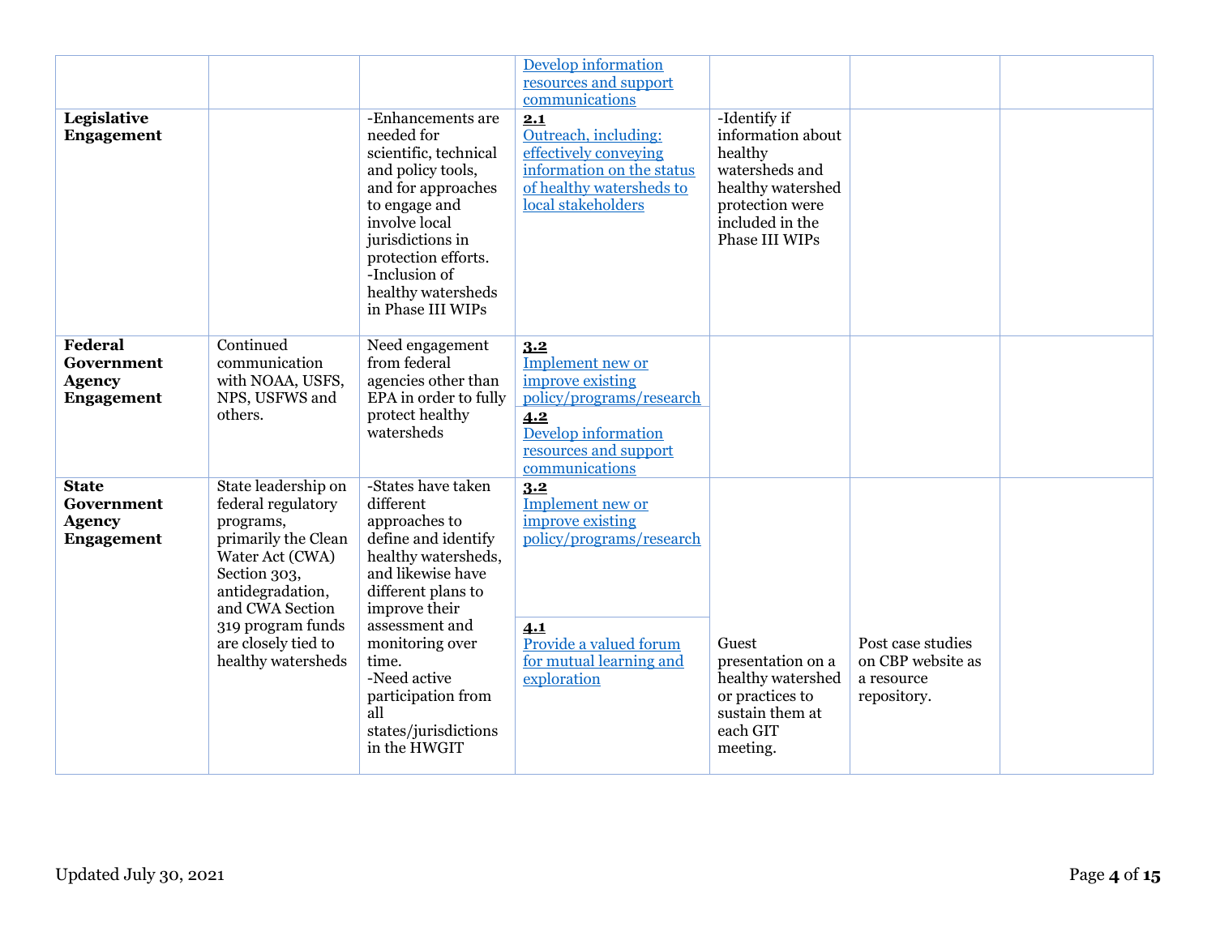| | | | | | | |
|---|---|---|---|---|---|---|
| | | | Develop information resources and support communications | | | |
| **Legislative Engagement** | | -Enhancements are needed for scientific, technical and policy tools, and for approaches to engage and involve local jurisdictions in protection efforts.<br>-Inclusion of healthy watersheds in Phase III WIPs | **2.1**<br>Outreach, including: effectively conveying information on the status of healthy watersheds to local stakeholders | -Identify if information about healthy watersheds and healthy watershed protection were included in the Phase III WIPs | | |
| **Federal Government Agency Engagement** | Continued communication with NOAA, USFS, NPS, USFWS and others. | Need engagement from federal agencies other than EPA in order to fully protect healthy watersheds | **3.2**<br>Implement new or improve existing policy/programs/research<br>**4.2**<br>Develop information resources and support communications | | | |
| **State Government Agency Engagement** | State leadership on federal regulatory programs, primarily the Clean Water Act (CWA) Section 303, antidegradation, and CWA Section 319 program funds are closely tied to healthy watersheds | -States have taken different approaches to define and identify healthy watersheds, and likewise have different plans to improve their assessment and monitoring over time.<br>-Need active participation from all states/jurisdictions in the HWGIT | **3.2**<br>Implement new or improve existing policy/programs/research<br>**4.1**<br>Provide a valued forum for mutual learning and exploration | Guest presentation on a healthy watershed or practices to sustain them at each GIT meeting. | Post case studies on CBP website as a resource repository. | |

Updated July 30, 2021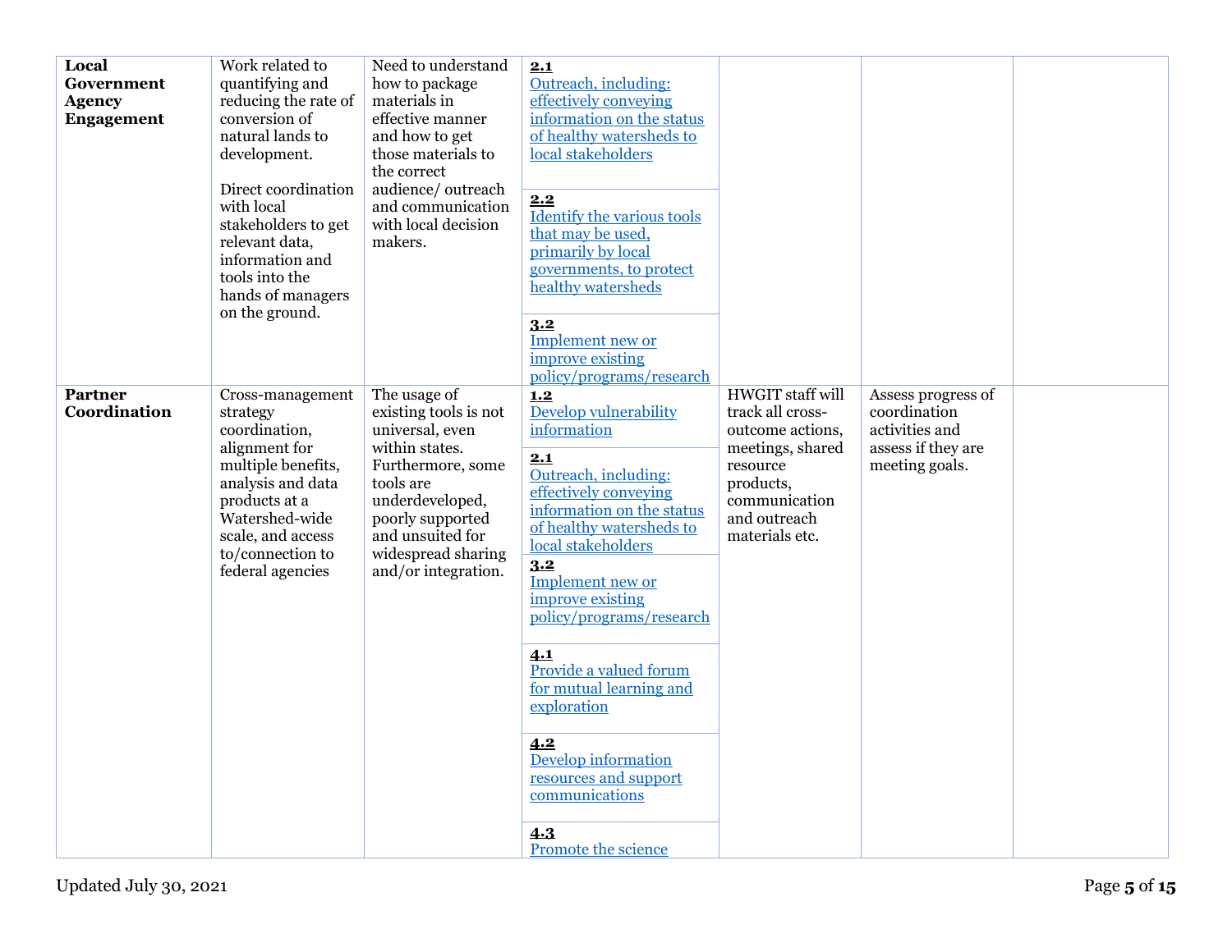| | | | | | | |
|---|---|---|---|---|---|---|
| **Local Government Agency Engagement** | Work related to quantifying and reducing the rate of conversion of natural lands to development.<br><br>Direct coordination with local stakeholders to get relevant data, information and tools into the hands of managers on the ground. | Need to understand how to package materials in effective manner and how to get those materials to the correct audience/ outreach and communication with local decision makers. | **2.1** Outreach, including: effectively conveying information on the status of healthy watersheds to local stakeholders<br><br>**2.2** Identify the various tools that may be used, primarily by local governments, to protect healthy watersheds<br><br>**3.2** Implement new or improve existing policy/programs/research | | | |
| **Partner Coordination** | Cross-management strategy coordination, alignment for multiple benefits, analysis and data products at a Watershed-wide scale, and access to/connection to federal agencies | The usage of existing tools is not universal, even within states. Furthermore, some tools are underdeveloped, poorly supported and unsuited for widespread sharing and/or integration. | **1.2** Develop vulnerability information<br><br>**2.1** Outreach, including: effectively conveying information on the status of healthy watersheds to local stakeholders<br><br>**3.2** Implement new or improve existing policy/programs/research<br><br>**4.1** Provide a valued forum for mutual learning and exploration<br><br>**4.2** Develop information resources and support communications<br><br>**4.3** Promote the science | HWGIT staff will track all cross-outcome actions, meetings, shared resource products, communication and outreach materials etc. | Assess progress of coordination activities and assess if they are meeting goals. | |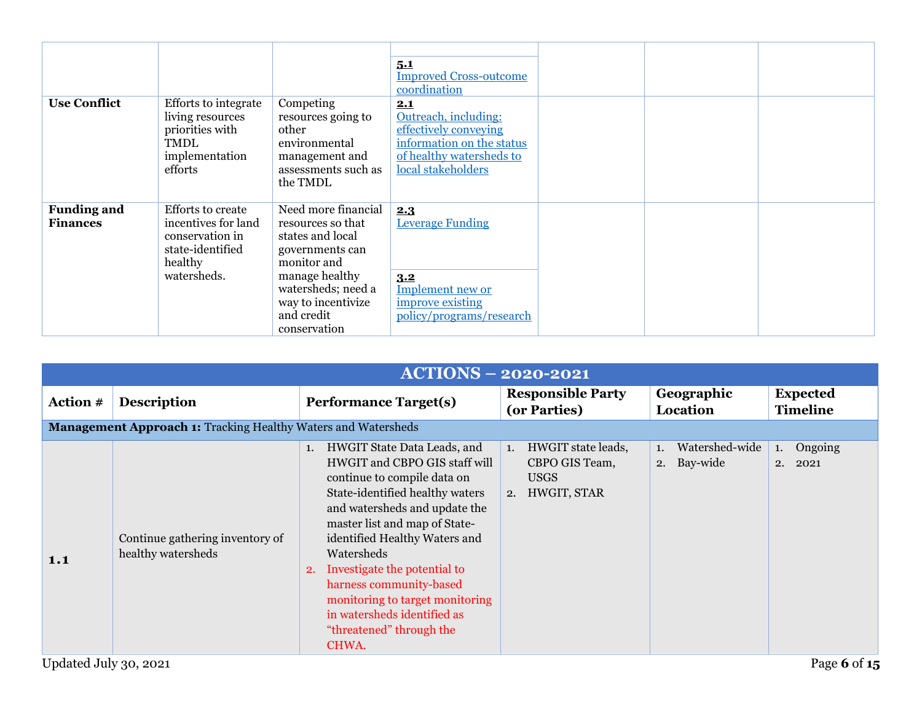| | | | | | | |
|---|---|---|---|---|---|---|
| | | | 5.1 [Improved Cross-outcome coordination] | | | |
| **Use Conflict** | Efforts to integrate living resources priorities with TMDL implementation efforts | Competing resources going to other environmental management and assessments such as the TMDL | 2.1 [Outreach, including: effectively conveying information on the status of healthy watersheds to local stakeholders] | | | |
| **Funding and Finances** | Efforts to create incentives for land conservation in state-identified healthy watersheds. | Need more financial resources so that states and local governments can monitor and manage healthy watersheds; need a way to incentivize and credit conservation | 2.3 [Leverage Funding]<br><br>3.2 [Implement new or improve existing policy/programs/research] | | | |

## ACTIONS – 2020-2021

| Action # | Description | Performance Target(s) | Responsible Party (or Parties) | Geographic Location | Expected Timeline |
|---|---|---|---|---|---|
| **Management Approach 1:** Tracking Healthy Waters and Watersheds | | | | | |
| **1.1** | Continue gathering inventory of healthy watersheds | 1. HWGIT State Data Leads, and HWGIT and CBPO GIS staff will continue to compile data on State-identified healthy waters and watersheds and update the master list and map of State-identified Healthy Waters and Watersheds<br>2. Investigate the potential to harness community-based monitoring to target monitoring in watersheds identified as "threatened" through the CHWA. | 1. HWGIT state leads, CBPO GIS Team, USGS<br>2. HWGIT, STAR | 1. Watershed-wide<br>2. Bay-wide | 1. Ongoing<br>2. 2021 |

Updated July 30, 2021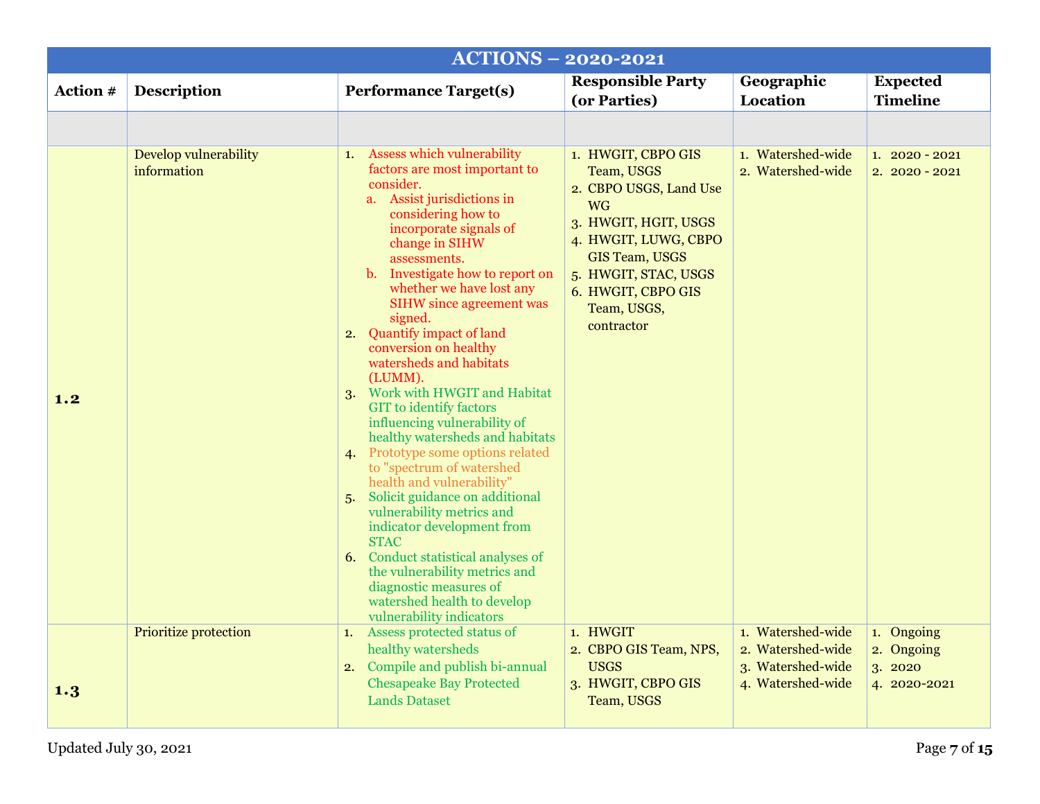| ACTIONS – 2020-2021 | | | | | |
|---|---|---|---|---|---|
| **Action #** | **Description** | **Performance Target(s)** | **Responsible Party (or Parties)** | **Geographic Location** | **Expected Timeline** |
| | | | | | |
| **1.2** | Develop vulnerability information | 1. Assess which vulnerability factors are most important to consider.<br>a. Assist jurisdictions in considering how to incorporate signals of change in SIHW assessments.<br>b. Investigate how to report on whether we have lost any SIHW since agreement was signed.<br>2. Quantify impact of land conversion on healthy watersheds and habitats (LUMM).<br>3. Work with HWGIT and Habitat GIT to identify factors influencing vulnerability of healthy watersheds and habitats<br>4. Prototype some options related to "spectrum of watershed health and vulnerability"<br>5. Solicit guidance on additional vulnerability metrics and indicator development from STAC<br>6. Conduct statistical analyses of the vulnerability metrics and diagnostic measures of watershed health to develop vulnerability indicators | 1. HWGIT, CBPO GIS Team, USGS<br>2. CBPO USGS, Land Use WG<br>3. HWGIT, HGIT, USGS<br>4. HWGIT, LUWG, CBPO GIS Team, USGS<br>5. HWGIT, STAC, USGS<br>6. HWGIT, CBPO GIS Team, USGS, contractor | 1. Watershed-wide<br>2. Watershed-wide | 1. 2020 - 2021<br>2. 2020 - 2021 |
| **1.3** | Prioritize protection | 1. Assess protected status of healthy watersheds<br>2. Compile and publish bi-annual Chesapeake Bay Protected Lands Dataset | 1. HWGIT<br>2. CBPO GIS Team, NPS, USGS<br>3. HWGIT, CBPO GIS Team, USGS | 1. Watershed-wide<br>2. Watershed-wide<br>3. Watershed-wide<br>4. Watershed-wide | 1. Ongoing<br>2. Ongoing<br>3. 2020<br>4. 2020-2021 |

Updated July 30, 2021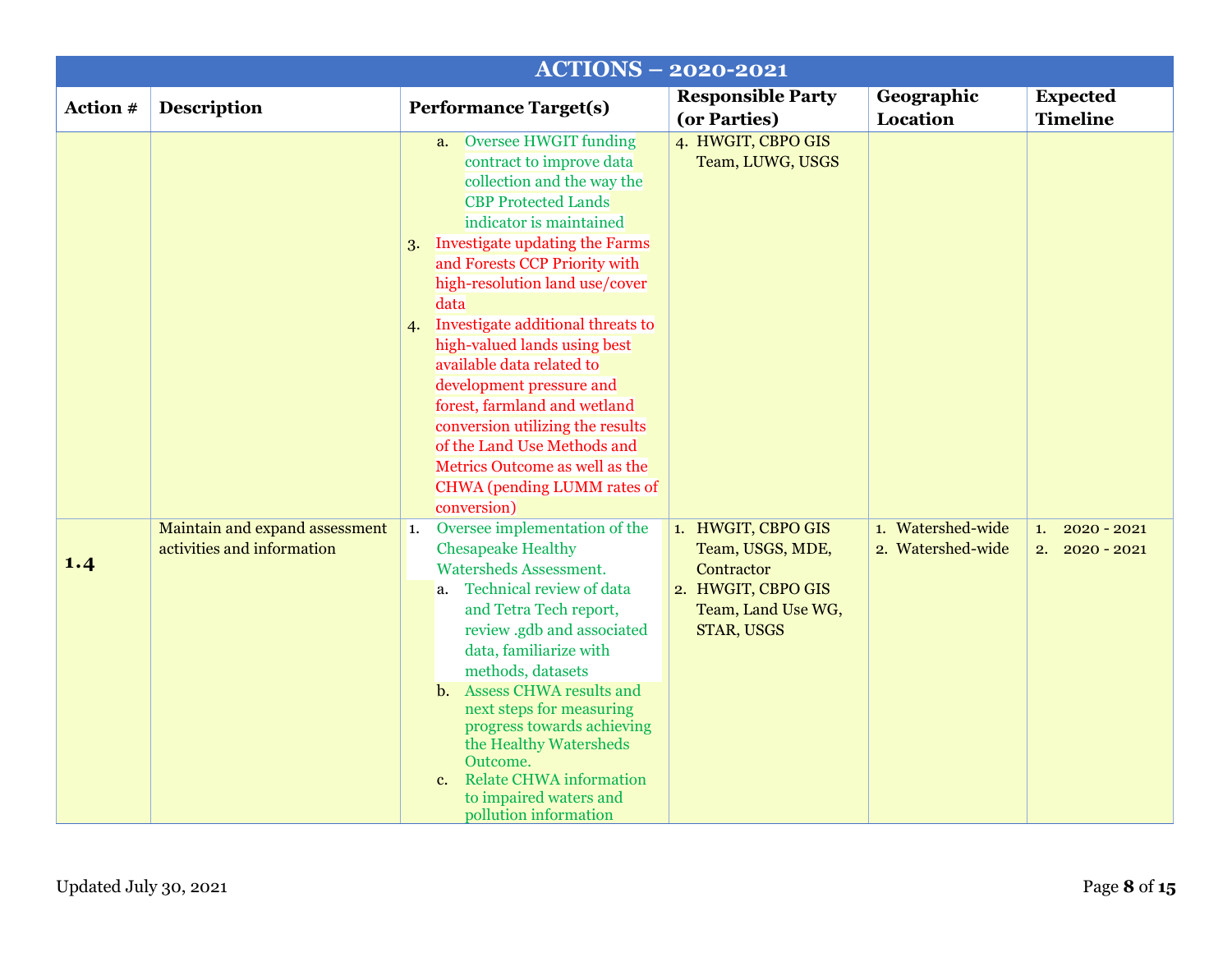| ACTIONS – 2020-2021 | | | | | |
|---|---|---|---|---|---|
| **Action #** | **Description** | **Performance Target(s)** | **Responsible Party (or Parties)** | **Geographic Location** | **Expected Timeline** |
| | | a. Oversee HWGIT funding contract to improve data collection and the way the CBP Protected Lands indicator is maintained<br>3. Investigate updating the Farms and Forests CCP Priority with high-resolution land use/cover data<br>4. Investigate additional threats to high-valued lands using best available data related to development pressure and forest, farmland and wetland conversion utilizing the results of the Land Use Methods and Metrics Outcome as well as the CHWA (pending LUMM rates of conversion) | 4. HWGIT, CBPO GIS Team, LUWG, USGS | | |
| **1.4** | Maintain and expand assessment activities and information | 1. Oversee implementation of the Chesapeake Healthy Watersheds Assessment.<br>a. Technical review of data and Tetra Tech report, review .gdb and associated data, familiarize with methods, datasets<br>b. Assess CHWA results and next steps for measuring progress towards achieving the Healthy Watersheds Outcome.<br>c. Relate CHWA information to impaired waters and pollution information | 1. HWGIT, CBPO GIS Team, USGS, MDE, Contractor<br>2. HWGIT, CBPO GIS Team, Land Use WG, STAR, USGS | 1. Watershed-wide<br>2. Watershed-wide | 1. 2020 - 2021<br>2. 2020 - 2021 |

Updated July 30, 2021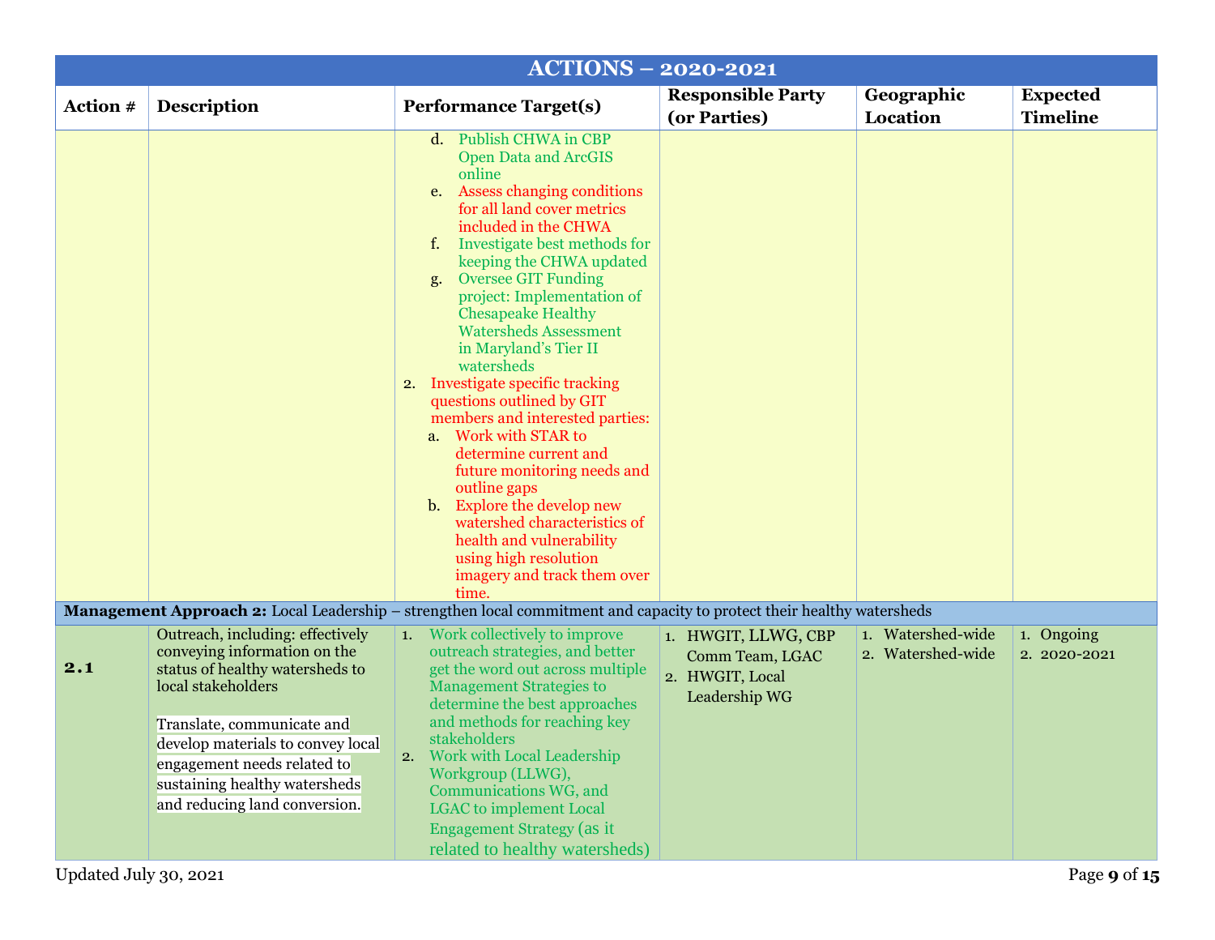| ACTIONS – 2020-2021 | | | | | |
|---|---|---|---|---|---|
| **Action #** | **Description** | **Performance Target(s)** | **Responsible Party (or Parties)** | **Geographic Location** | **Expected Timeline** |
| | | d. Publish CHWA in CBP Open Data and ArcGIS online<br>e. Assess changing conditions for all land cover metrics included in the CHWA<br>f. Investigate best methods for keeping the CHWA updated<br>g. Oversee GIT Funding project: Implementation of Chesapeake Healthy Watersheds Assessment in Maryland's Tier II watersheds<br>2. Investigate specific tracking questions outlined by GIT members and interested parties:<br>a. Work with STAR to determine current and future monitoring needs and outline gaps<br>b. Explore the develop new watershed characteristics of health and vulnerability using high resolution imagery and track them over time. | | | |
| **Management Approach 2:** Local Leadership – strengthen local commitment and capacity to protect their healthy watersheds | | | | | |
| **2.1** | Outreach, including: effectively conveying information on the status of healthy watersheds to local stakeholders<br><br>Translate, communicate and develop materials to convey local engagement needs related to sustaining healthy watersheds and reducing land conversion. | 1. Work collectively to improve outreach strategies, and better get the word out across multiple Management Strategies to determine the best approaches and methods for reaching key stakeholders<br>2. Work with Local Leadership Workgroup (LLWG), Communications WG, and LGAC to implement Local Engagement Strategy (as it related to healthy watersheds) | 1. HWGIT, LLWG, CBP Comm Team, LGAC<br>2. HWGIT, Local Leadership WG | 1. Watershed-wide<br>2. Watershed-wide | 1. Ongoing<br>2. 2020-2021 |

Updated July 30, 2021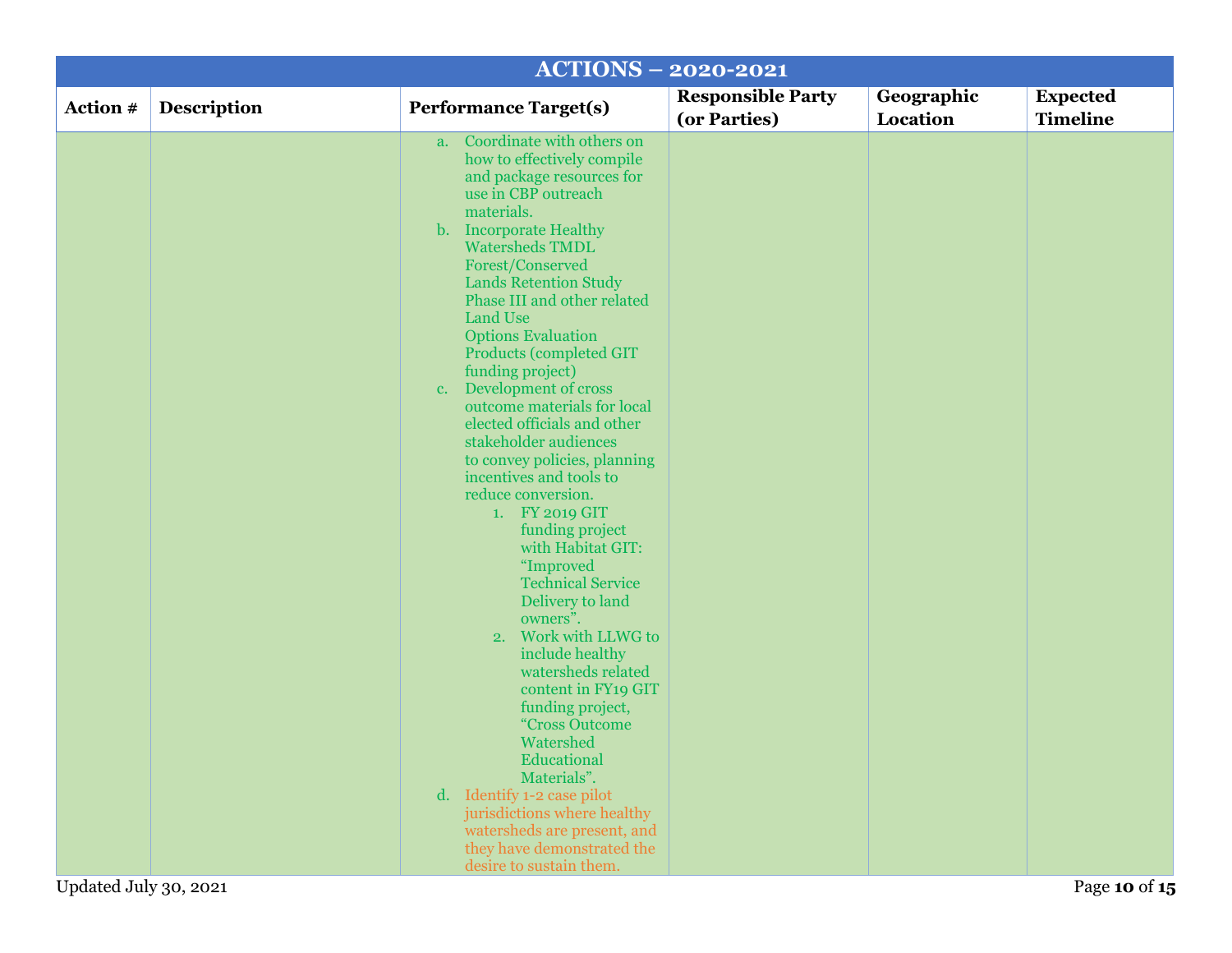| ACTIONS – 2020-2021 | | | | | |
|---|---|---|---|---|---|
| **Action #** | **Description** | **Performance Target(s)** | **Responsible Party (or Parties)** | **Geographic Location** | **Expected Timeline** |
| | | a. Coordinate with others on how to effectively compile and package resources for use in CBP outreach materials.<br>b. Incorporate Healthy Watersheds TMDL Forest/Conserved Lands Retention Study Phase III and other related Land Use Options Evaluation Products (completed GIT funding project)<br>c. Development of cross outcome materials for local elected officials and other stakeholder audiences to convey policies, planning incentives and tools to reduce conversion.<br>&nbsp;&nbsp;&nbsp;&nbsp;1. FY 2019 GIT funding project with Habitat GIT: "Improved Technical Service Delivery to land owners".<br>&nbsp;&nbsp;&nbsp;&nbsp;2. Work with LLWG to include healthy watersheds related content in FY19 GIT funding project, "Cross Outcome Watershed Educational Materials".<br>d. Identify 1-2 case pilot jurisdictions where healthy watersheds are present, and they have demonstrated the desire to sustain them. | | | |

Updated July 30, 2021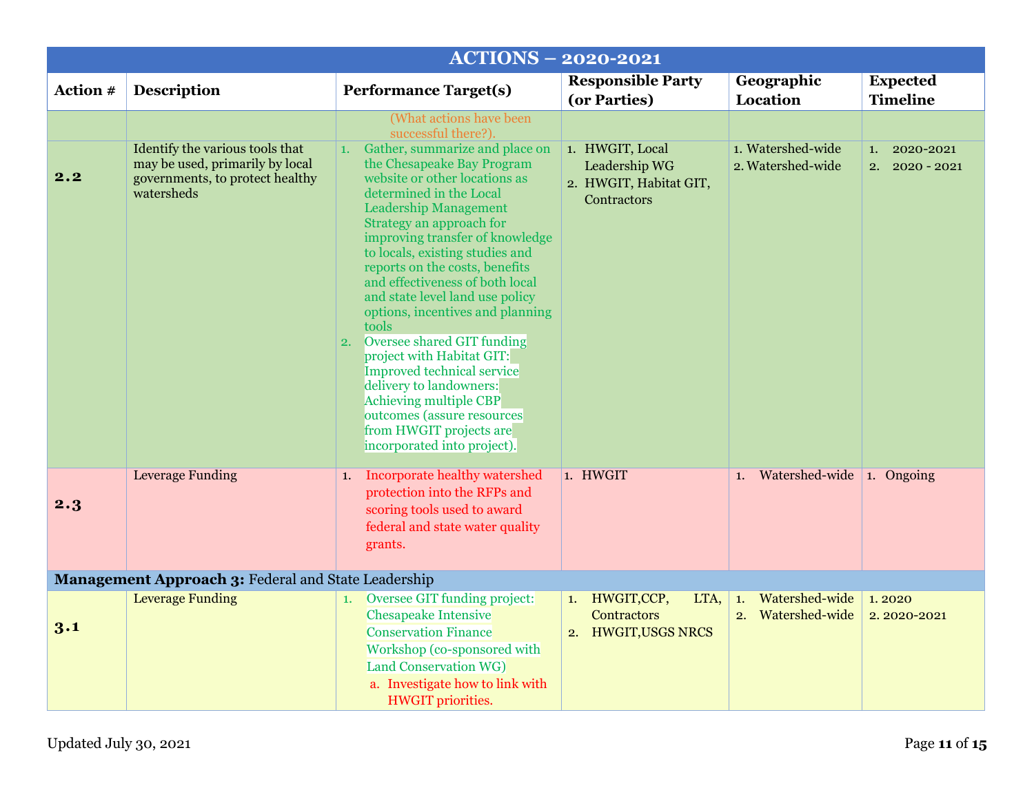| ACTIONS – 2020-2021 | | | | | |
|---|---|---|---|---|---|
| **Action #** | **Description** | **Performance Target(s)** | **Responsible Party (or Parties)** | **Geographic Location** | **Expected Timeline** |
| | | (What actions have been successful there?). | | | |
| **2.2** | Identify the various tools that may be used, primarily by local governments, to protect healthy watersheds | 1. Gather, summarize and place on the Chesapeake Bay Program website or other locations as determined in the Local Leadership Management Strategy an approach for improving transfer of knowledge to locals, existing studies and reports on the costs, benefits and effectiveness of both local and state level land use policy options, incentives and planning tools<br>2. Oversee shared GIT funding project with Habitat GIT: Improved technical service delivery to landowners: Achieving multiple CBP outcomes (assure resources from HWGIT projects are incorporated into project). | 1. HWGIT, Local Leadership WG<br>2. HWGIT, Habitat GIT, Contractors | 1. Watershed-wide<br>2. Watershed-wide | 1. 2020-2021<br>2. 2020 - 2021 |
| **2.3** | Leverage Funding | 1. Incorporate healthy watershed protection into the RFPs and scoring tools used to award federal and state water quality grants. | 1. HWGIT | 1. Watershed-wide | 1. Ongoing |
| **Management Approach 3:** Federal and State Leadership | | | | | |
| **3.1** | Leverage Funding | 1. Oversee GIT funding project: Chesapeake Intensive Conservation Finance Workshop (co-sponsored with Land Conservation WG)<br>a. Investigate how to link with HWGIT priorities. | 1. HWGIT,CCP, LTA, Contractors<br>2. HWGIT,USGS NRCS | 1. Watershed-wide<br>2. Watershed-wide | 1. 2020<br>2. 2020-2021 |

Updated July 30, 2021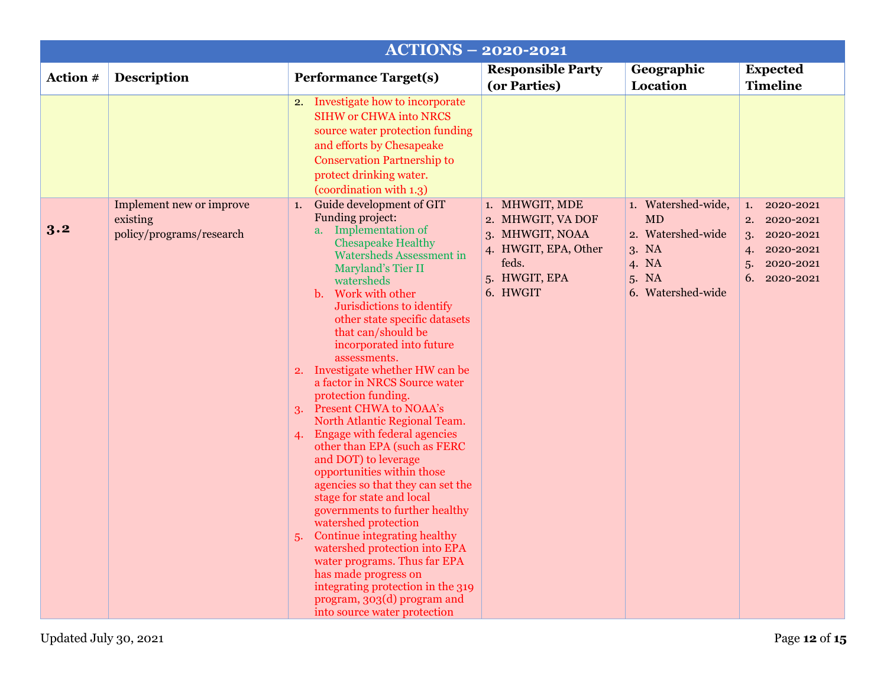| ACTIONS – 2020-2021 | | | | | |
|---|---|---|---|---|---|
| **Action #** | **Description** | **Performance Target(s)** | **Responsible Party (or Parties)** | **Geographic Location** | **Expected Timeline** |
| | | 2. Investigate how to incorporate SIHW or CHWA into NRCS source water protection funding and efforts by Chesapeake Conservation Partnership to protect drinking water. (coordination with 1.3) | | | |
| **3.2** | Implement new or improve existing policy/programs/research | 1. Guide development of GIT Funding project:<br>a. Implementation of Chesapeake Healthy Watersheds Assessment in Maryland's Tier II watersheds<br>b. Work with other Jurisdictions to identify other state specific datasets that can/should be incorporated into future assessments.<br>2. Investigate whether HW can be a factor in NRCS Source water protection funding.<br>3. Present CHWA to NOAA's North Atlantic Regional Team.<br>4. Engage with federal agencies other than EPA (such as FERC and DOT) to leverage opportunities within those agencies so that they can set the stage for state and local governments to further healthy watershed protection<br>5. Continue integrating healthy watershed protection into EPA water programs. Thus far EPA has made progress on integrating protection in the 319 program, 303(d) program and into source water protection | 1. MHWGIT, MDE<br>2. MHWGIT, VA DOF<br>3. MHWGIT, NOAA<br>4. HWGIT, EPA, Other feds.<br>5. HWGIT, EPA<br>6. HWGIT | 1. Watershed-wide, MD<br>2. Watershed-wide<br>3. NA<br>4. NA<br>5. NA<br>6. Watershed-wide | 1. 2020-2021<br>2. 2020-2021<br>3. 2020-2021<br>4. 2020-2021<br>5. 2020-2021<br>6. 2020-2021 |

Updated July 30, 2021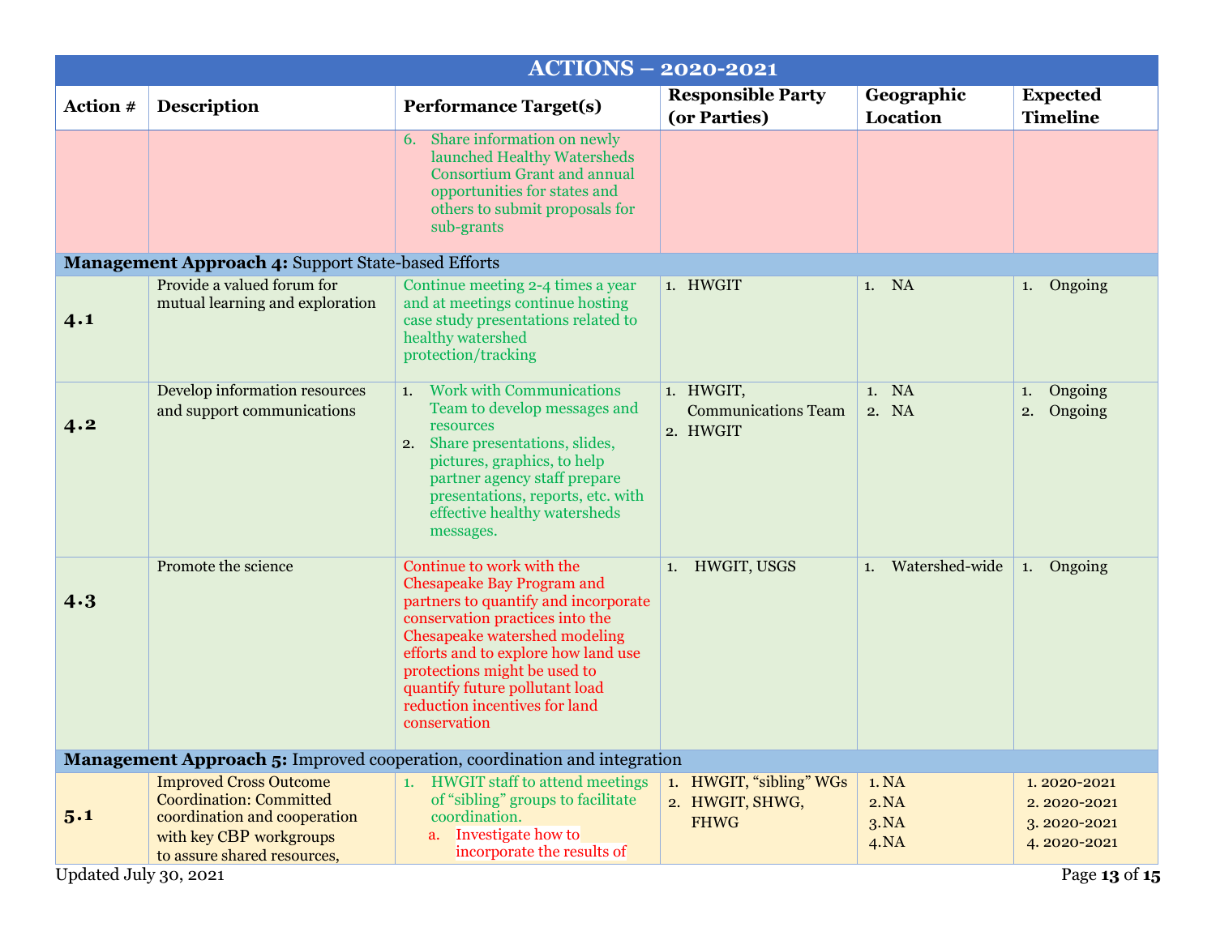| ACTIONS – 2020-2021 | | | | | |
|---|---|---|---|---|---|
| **Action #** | **Description** | **Performance Target(s)** | **Responsible Party (or Parties)** | **Geographic Location** | **Expected Timeline** |
| | | 6. Share information on newly launched Healthy Watersheds Consortium Grant and annual opportunities for states and others to submit proposals for sub-grants | | | |
| **Management Approach 4:** Support State-based Efforts | | | | | |
| **4.1** | Provide a valued forum for mutual learning and exploration | Continue meeting 2-4 times a year and at meetings continue hosting case study presentations related to healthy watershed protection/tracking | 1. HWGIT | 1. NA | 1. Ongoing |
| **4.2** | Develop information resources and support communications | 1. Work with Communications Team to develop messages and resources<br>2. Share presentations, slides, pictures, graphics, to help partner agency staff prepare presentations, reports, etc. with effective healthy watersheds messages. | 1. HWGIT, Communications Team<br>2. HWGIT | 1. NA<br>2. NA | 1. Ongoing<br>2. Ongoing |
| **4.3** | Promote the science | Continue to work with the Chesapeake Bay Program and partners to quantify and incorporate conservation practices into the Chesapeake watershed modeling efforts and to explore how land use protections might be used to quantify future pollutant load reduction incentives for land conservation | 1. HWGIT, USGS | 1. Watershed-wide | 1. Ongoing |
| **Management Approach 5:** Improved cooperation, coordination and integration | | | | | |
| **5.1** | Improved Cross Outcome Coordination: Committed coordination and cooperation with key CBP workgroups to assure shared resources, | 1. HWGIT staff to attend meetings of "sibling" groups to facilitate coordination.<br>a. Investigate how to incorporate the results of | 1. HWGIT, "sibling" WGs<br>2. HWGIT, SHWG, FHWG | 1. NA<br>2. NA<br>3. NA<br>4. NA | 1. 2020-2021<br>2. 2020-2021<br>3. 2020-2021<br>4. 2020-2021 |

Updated July 30, 2021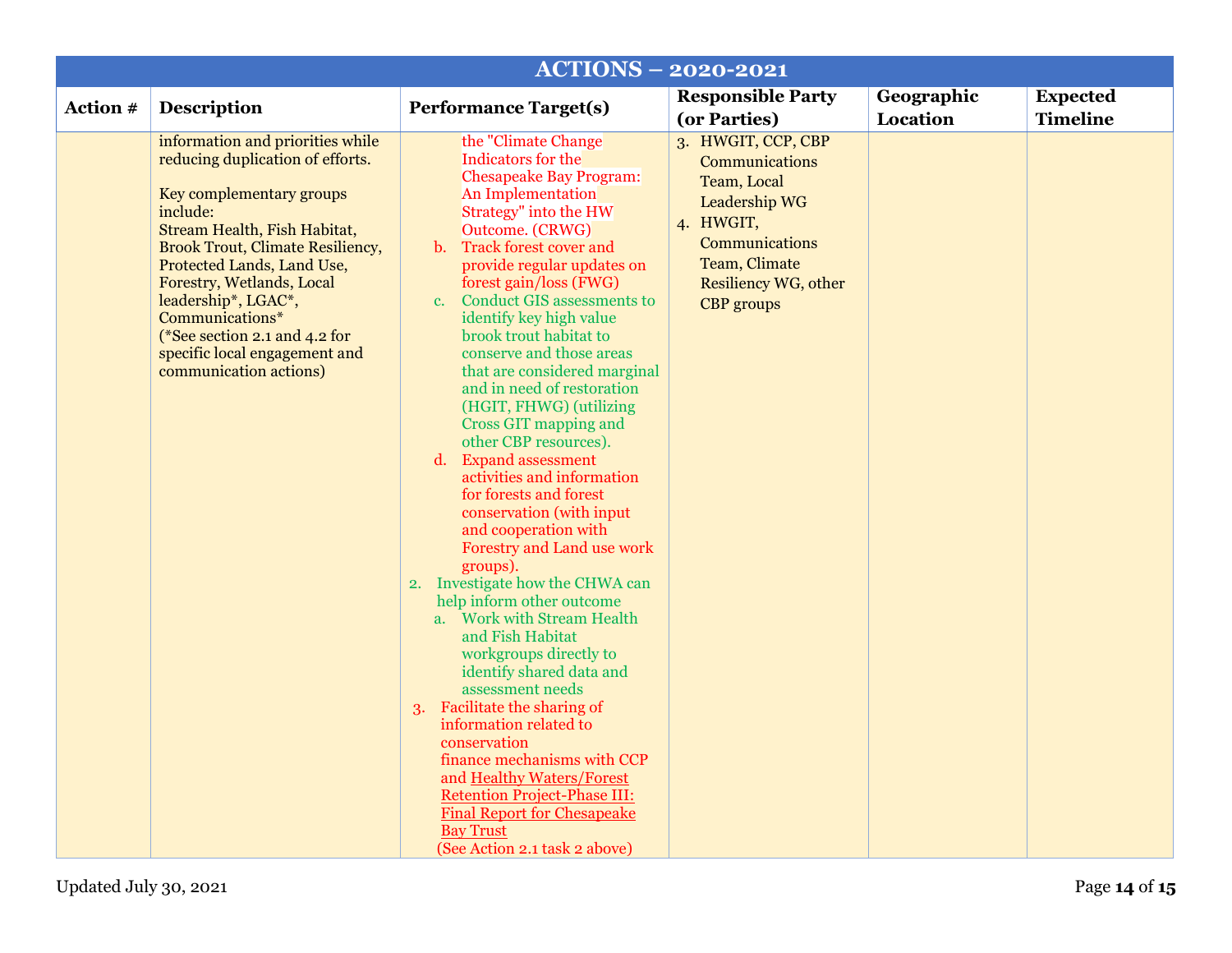| ACTIONS – 2020-2021 | | | | | |
|---|---|---|---|---|---|
| **Action #** | **Description** | **Performance Target(s)** | **Responsible Party (or Parties)** | **Geographic Location** | **Expected Timeline** |
| | information and priorities while reducing duplication of efforts.<br><br>Key complementary groups include:<br>Stream Health, Fish Habitat, Brook Trout, Climate Resiliency, Protected Lands, Land Use, Forestry, Wetlands, Local leadership*, LGAC*, Communications*<br>(*See section 2.1 and 4.2 for specific local engagement and communication actions) | the "Climate Change Indicators for the Chesapeake Bay Program: An Implementation Strategy" into the HW Outcome. (CRWG)<br>b. Track forest cover and provide regular updates on forest gain/loss (FWG)<br>c. Conduct GIS assessments to identify key high value brook trout habitat to conserve and those areas that are considered marginal and in need of restoration (HGIT, FHWG) (utilizing Cross GIT mapping and other CBP resources).<br>d. Expand assessment activities and information for forests and forest conservation (with input and cooperation with Forestry and Land use work groups).<br>2. Investigate how the CHWA can help inform other outcome<br>a. Work with Stream Health and Fish Habitat workgroups directly to identify shared data and assessment needs<br>3. Facilitate the sharing of information related to conservation finance mechanisms with CCP and Healthy Waters/Forest Retention Project-Phase III: Final Report for Chesapeake Bay Trust<br>(See Action 2.1 task 2 above) | 3. HWGIT, CCP, CBP Communications Team, Local Leadership WG<br>4. HWGIT, Communications Team, Climate Resiliency WG, other CBP groups | | |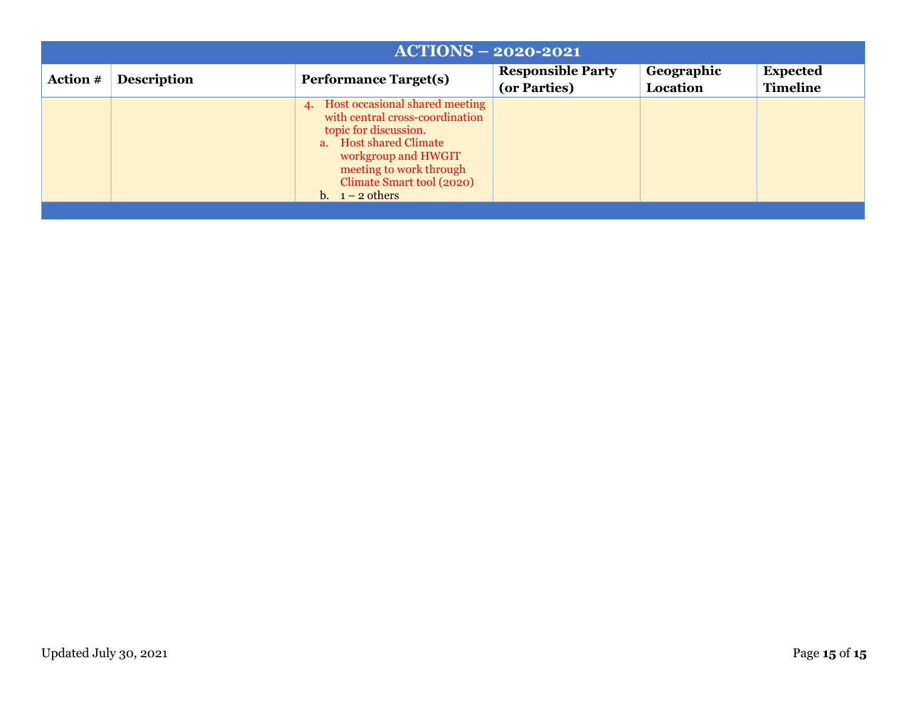| ACTIONS – 2020-2021 | | | | | |
|---|---|---|---|---|---|
| **Action #** | **Description** | **Performance Target(s)** | **Responsible Party (or Parties)** | **Geographic Location** | **Expected Timeline** |
| | | 4. Host occasional shared meeting with central cross-coordination topic for discussion.<br>a. Host shared Climate workgroup and HWGIT meeting to work through Climate Smart tool (2020)<br>b. 1 – 2 others | | | |

Updated July 30, 2021